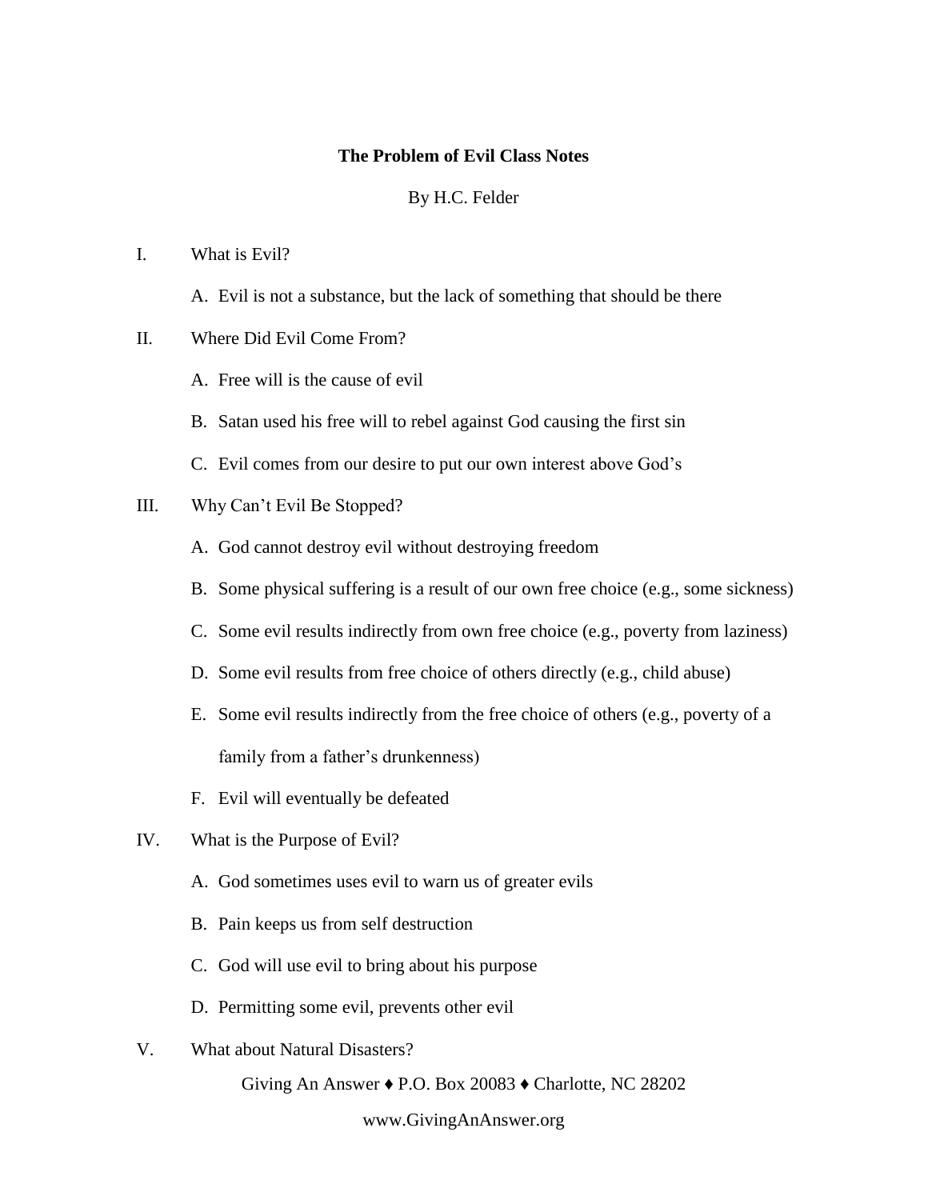# The Problem of Evil Class Notes

By H.C. Felder

I. What is Evil?

   A. Evil is not a substance, but the lack of something that should be there

II. Where Did Evil Come From?

   A. Free will is the cause of evil

   B. Satan used his free will to rebel against God causing the first sin

   C. Evil comes from our desire to put our own interest above God's

III. Why Can't Evil Be Stopped?

   A. God cannot destroy evil without destroying freedom

   B. Some physical suffering is a result of our own free choice (e.g., some sickness)

   C. Some evil results indirectly from own free choice (e.g., poverty from laziness)

   D. Some evil results from free choice of others directly (e.g., child abuse)

   E. Some evil results indirectly from the free choice of others (e.g., poverty of a family from a father's drunkenness)

   F. Evil will eventually be defeated

IV. What is the Purpose of Evil?

   A. God sometimes uses evil to warn us of greater evils

   B. Pain keeps us from self destruction

   C. God will use evil to bring about his purpose

   D. Permitting some evil, prevents other evil

V. What about Natural Disasters?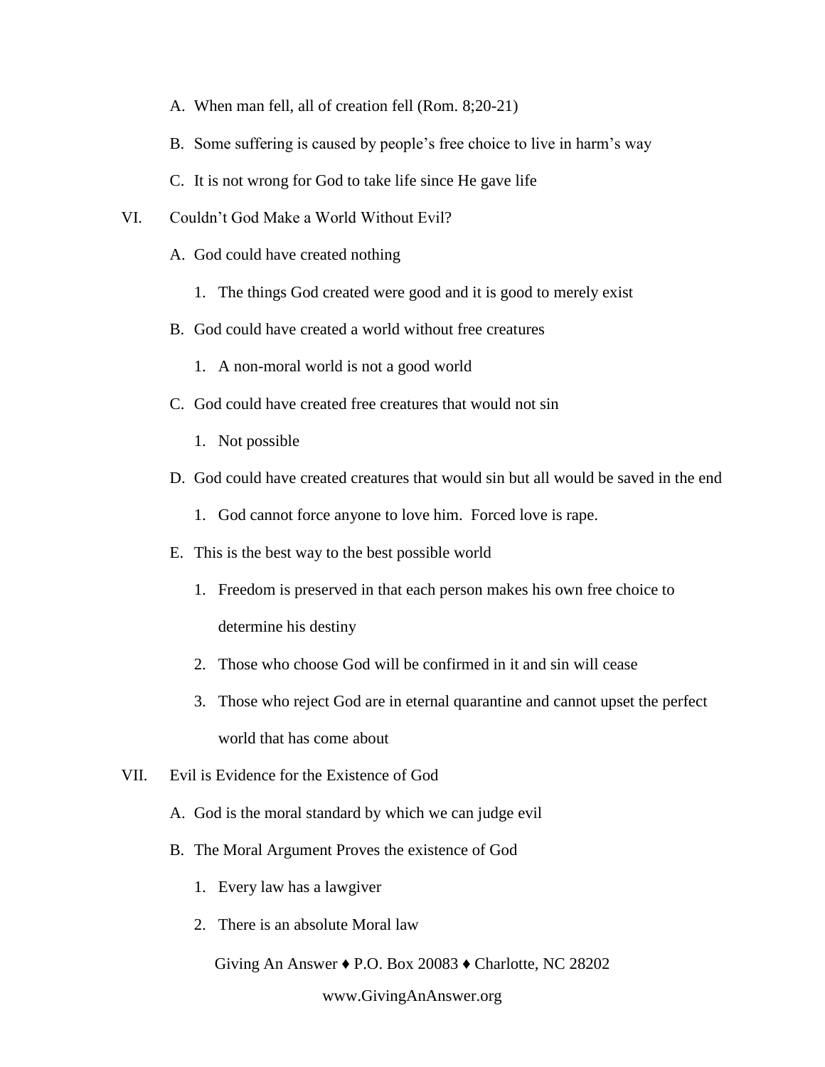A. When man fell, all of creation fell (Rom. 8;20-21)

B. Some suffering is caused by people's free choice to live in harm's way

C. It is not wrong for God to take life since He gave life

VI. Couldn't God Make a World Without Evil?

A. God could have created nothing

1. The things God created were good and it is good to merely exist

B. God could have created a world without free creatures

1. A non-moral world is not a good world

C. God could have created free creatures that would not sin

1. Not possible

D. God could have created creatures that would sin but all would be saved in the end

1. God cannot force anyone to love him. Forced love is rape.

E. This is the best way to the best possible world

1. Freedom is preserved in that each person makes his own free choice to determine his destiny

2. Those who choose God will be confirmed in it and sin will cease

3. Those who reject God are in eternal quarantine and cannot upset the perfect world that has come about

VII. Evil is Evidence for the Existence of God

A. God is the moral standard by which we can judge evil

B. The Moral Argument Proves the existence of God

1. Every law has a lawgiver

2. There is an absolute Moral law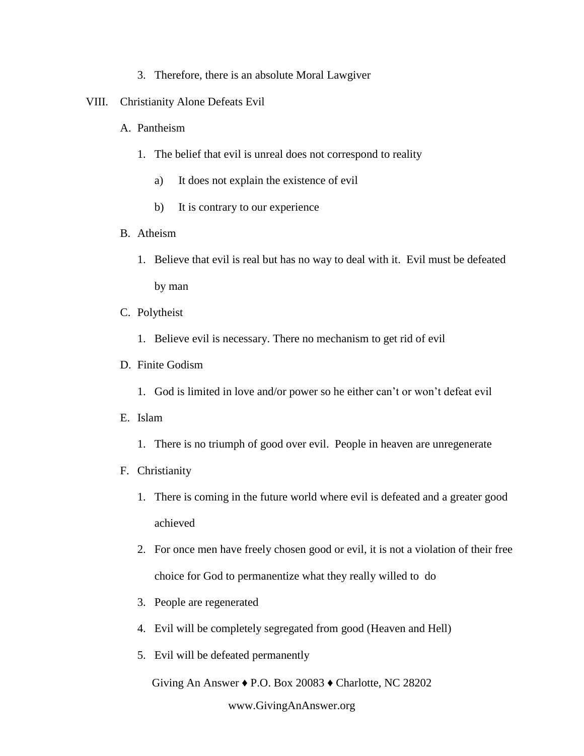3. Therefore, there is an absolute Moral Lawgiver

VIII. Christianity Alone Defeats Evil

A. Pantheism

1. The belief that evil is unreal does not correspond to reality

a) It does not explain the existence of evil

b) It is contrary to our experience

B. Atheism

1. Believe that evil is real but has no way to deal with it. Evil must be defeated by man

C. Polytheist

1. Believe evil is necessary. There no mechanism to get rid of evil

D. Finite Godism

1. God is limited in love and/or power so he either can't or won't defeat evil

E. Islam

1. There is no triumph of good over evil. People in heaven are unregenerate

F. Christianity

1. There is coming in the future world where evil is defeated and a greater good achieved

2. For once men have freely chosen good or evil, it is not a violation of their free choice for God to permanentize what they really willed to do

3. People are regenerated

4. Evil will be completely segregated from good (Heaven and Hell)

5. Evil will be defeated permanently